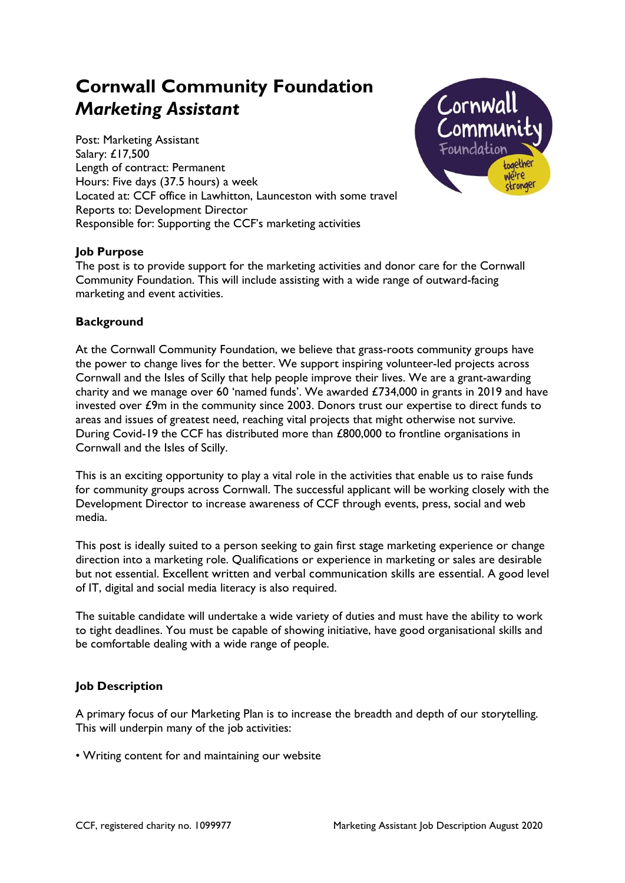# Cornwall Community Foundation
## *Marketing Assistant*

Post: Marketing Assistant
Salary: £17,500
Length of contract: Permanent
Hours: Five days (37.5 hours) a week
Located at: CCF office in Lawhitton, Launceston with some travel
Reports to: Development Director
Responsible for: Supporting the CCF's marketing activities

### Job Purpose

The post is to provide support for the marketing activities and donor care for the Cornwall Community Foundation. This will include assisting with a wide range of outward-facing marketing and event activities.

### Background

At the Cornwall Community Foundation, we believe that grass-roots community groups have the power to change lives for the better. We support inspiring volunteer-led projects across Cornwall and the Isles of Scilly that help people improve their lives. We are a grant-awarding charity and we manage over 60 'named funds'. We awarded £734,000 in grants in 2019 and have invested over £9m in the community since 2003. Donors trust our expertise to direct funds to areas and issues of greatest need, reaching vital projects that might otherwise not survive. During Covid-19 the CCF has distributed more than £800,000 to frontline organisations in Cornwall and the Isles of Scilly.

This is an exciting opportunity to play a vital role in the activities that enable us to raise funds for community groups across Cornwall. The successful applicant will be working closely with the Development Director to increase awareness of CCF through events, press, social and web media.

This post is ideally suited to a person seeking to gain first stage marketing experience or change direction into a marketing role. Qualifications or experience in marketing or sales are desirable but not essential. Excellent written and verbal communication skills are essential. A good level of IT, digital and social media literacy is also required.

The suitable candidate will undertake a wide variety of duties and must have the ability to work to tight deadlines. You must be capable of showing initiative, have good organisational skills and be comfortable dealing with a wide range of people.

### Job Description

A primary focus of our Marketing Plan is to increase the breadth and depth of our storytelling. This will underpin many of the job activities:

- Writing content for and maintaining our website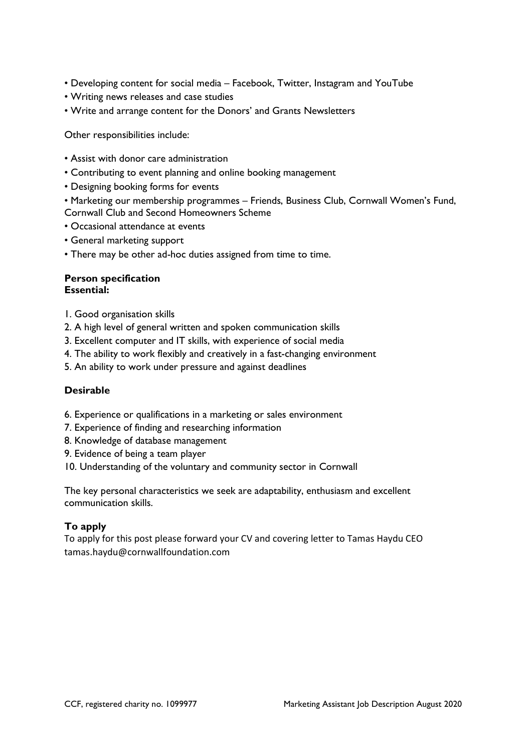- Developing content for social media – Facebook, Twitter, Instagram and YouTube
- Writing news releases and case studies
- Write and arrange content for the Donors' and Grants Newsletters

Other responsibilities include:

- Assist with donor care administration
- Contributing to event planning and online booking management
- Designing booking forms for events
- Marketing our membership programmes – Friends, Business Club, Cornwall Women's Fund, Cornwall Club and Second Homeowners Scheme
- Occasional attendance at events
- General marketing support
- There may be other ad-hoc duties assigned from time to time.

**Person specification**
**Essential:**

1. Good organisation skills
2. A high level of general written and spoken communication skills
3. Excellent computer and IT skills, with experience of social media
4. The ability to work flexibly and creatively in a fast-changing environment
5. An ability to work under pressure and against deadlines

**Desirable**

6. Experience or qualifications in a marketing or sales environment
7. Experience of finding and researching information
8. Knowledge of database management
9. Evidence of being a team player
10. Understanding of the voluntary and community sector in Cornwall

The key personal characteristics we seek are adaptability, enthusiasm and excellent communication skills.

**To apply**

To apply for this post please forward your CV and covering letter to Tamas Haydu CEO tamas.haydu@cornwallfoundation.com